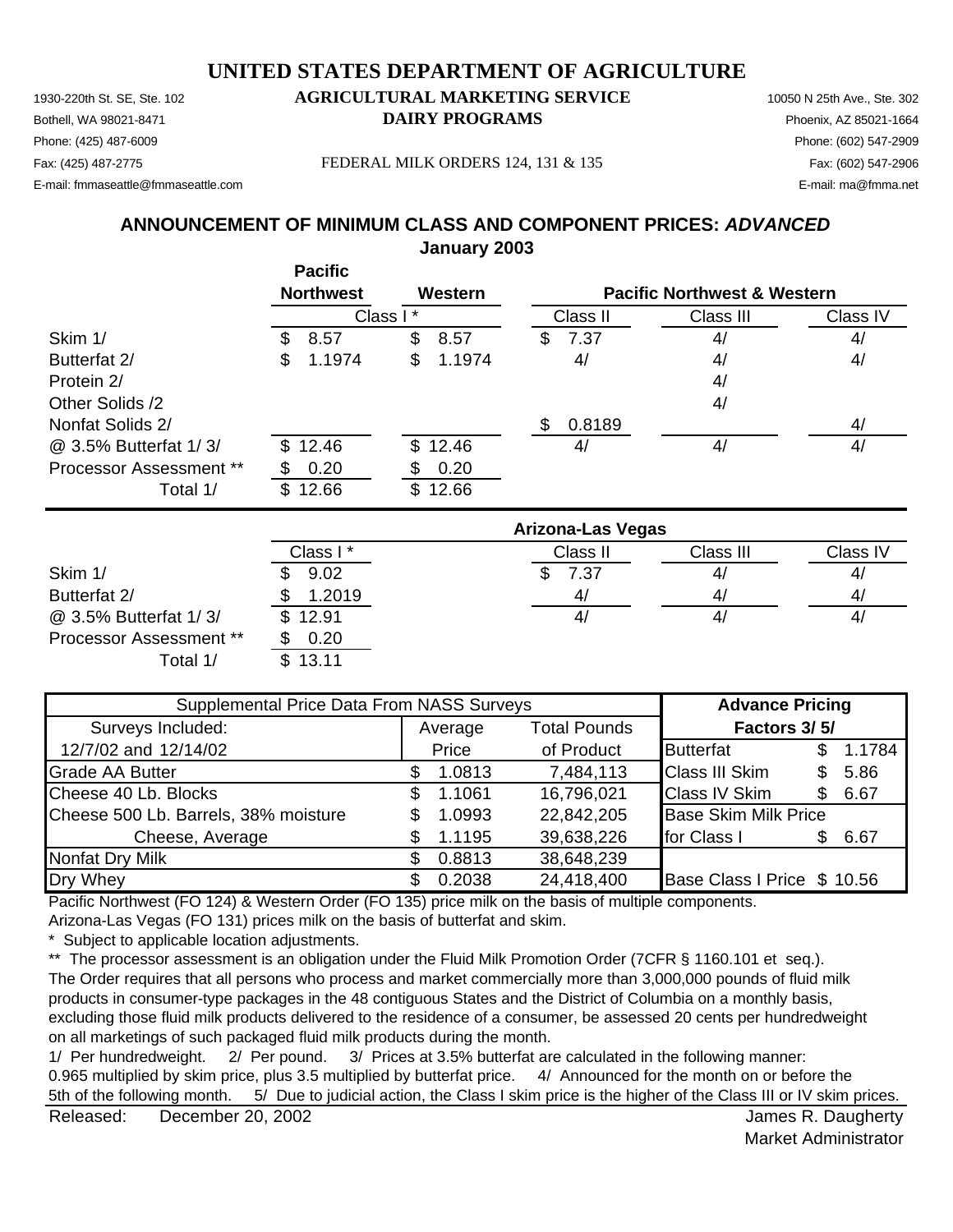# UNITED STATES DEPARTMENT OF AGRICULTURE

1930-220th St. SE, Ste. 102
Bothell, WA 98021-8471
Phone: (425) 487-6009
Fax: (425) 487-2775
E-mail: fmmaseattle@fmmaseattle.com

**AGRICULTURAL MARKETING SERVICE**
**DAIRY PROGRAMS**

FEDERAL MILK ORDERS 124, 131 & 135

10050 N 25th Ave., Ste. 302
Phoenix, AZ 85021-1664
Phone: (602) 547-2909
Fax: (602) 547-2906
E-mail: ma@fmma.net

## ANNOUNCEMENT OF MINIMUM CLASS AND COMPONENT PRICES: *ADVANCED*

**January 2003**

| | Pacific Northwest | Western | Pacific Northwest & Western | | |
|---|---|---|---|---|---|
| | Class I * | | Class II | Class III | Class IV |
| Skim 1/ | $ 8.57 | $ 8.57 | $ 7.37 | 4/ | 4/ |
| Butterfat 2/ | $ 1.1974 | $ 1.1974 | 4/ | 4/ | 4/ |
| Protein 2/ | | | | 4/ | |
| Other Solids /2 | | | | 4/ | |
| Nonfat Solids 2/ | | | $ 0.8189 | | 4/ |
| @ 3.5% Butterfat 1/ 3/ | $ 12.46 | $ 12.46 | 4/ | 4/ | 4/ |
| Processor Assessment ** | $ 0.20 | $ 0.20 | | | |
| Total 1/ | $ 12.66 | $ 12.66 | | | |

| | Arizona-Las Vegas | | | |
|---|---|---|---|---|
| | Class I * | Class II | Class III | Class IV |
| Skim 1/ | $ 9.02 | $ 7.37 | 4/ | 4/ |
| Butterfat 2/ | $ 1.2019 | 4/ | 4/ | 4/ |
| @ 3.5% Butterfat 1/ 3/ | $ 12.91 | 4/ | 4/ | 4/ |
| Processor Assessment ** | $ 0.20 | | | |
| Total 1/ | $ 13.11 | | | |

| Supplemental Price Data From NASS Surveys | | | Advance Pricing | |
|---|---|---|---|---|
| Surveys Included: | Average | Total Pounds | Factors 3/ 5/ | |
| 12/7/02 and 12/14/02 | Price | of Product | Butterfat | $ 1.1784 |
| Grade AA Butter | $ 1.0813 | 7,484,113 | Class III Skim | $ 5.86 |
| Cheese 40 Lb. Blocks | $ 1.1061 | 16,796,021 | Class IV Skim | $ 6.67 |
| Cheese 500 Lb. Barrels, 38% moisture | $ 1.0993 | 22,842,205 | Base Skim Milk Price | |
| Cheese, Average | $ 1.1195 | 39,638,226 | for Class I | $ 6.67 |
| Nonfat Dry Milk | $ 0.8813 | 38,648,239 | | |
| Dry Whey | $ 0.2038 | 24,418,400 | Base Class I Price | $ 10.56 |

Pacific Northwest (FO 124) & Western Order (FO 135) price milk on the basis of multiple components.
Arizona-Las Vegas (FO 131) prices milk on the basis of butterfat and skim.

\* Subject to applicable location adjustments.

** The processor assessment is an obligation under the Fluid Milk Promotion Order (7CFR § 1160.101 et seq.). The Order requires that all persons who process and market commercially more than 3,000,000 pounds of fluid milk products in consumer-type packages in the 48 contiguous States and the District of Columbia on a monthly basis, excluding those fluid milk products delivered to the residence of a consumer, be assessed 20 cents per hundredweight on all marketings of such packaged fluid milk products during the month.

1/ Per hundredweight. 2/ Per pound. 3/ Prices at 3.5% butterfat are calculated in the following manner: 0.965 multiplied by skim price, plus 3.5 multiplied by butterfat price. 4/ Announced for the month on or before the 5th of the following month. 5/ Due to judicial action, the Class I skim price is the higher of the Class III or IV skim prices.

Released: December 20, 2002

James R. Daugherty
Market Administrator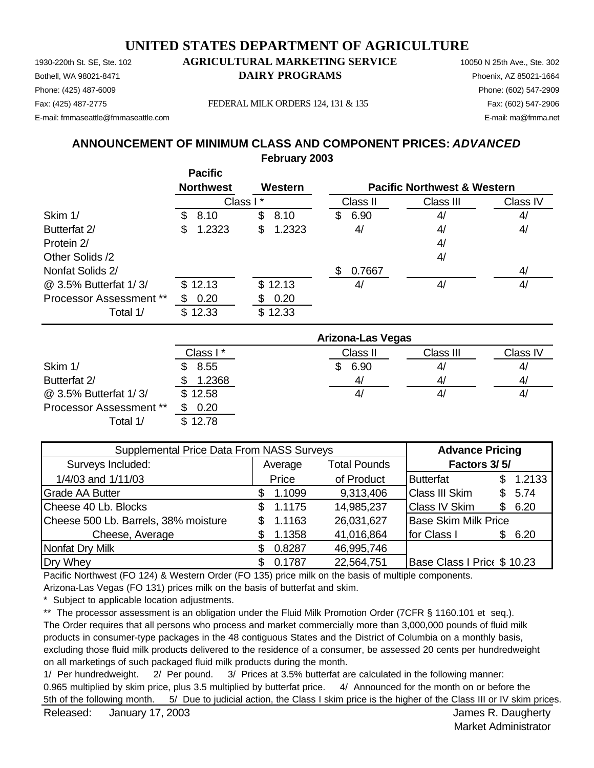# UNITED STATES DEPARTMENT OF AGRICULTURE

1930-220th St. SE, Ste. 102
Bothell, WA 98021-8471
Phone: (425) 487-6009
Fax: (425) 487-2775
E-mail: fmmaseattle@fmmaseattle.com

**AGRICULTURAL MARKETING SERVICE**
**DAIRY PROGRAMS**

FEDERAL MILK ORDERS 124, 131 & 135

10050 N 25th Ave., Ste. 302
Phoenix, AZ 85021-1664
Phone: (602) 547-2909
Fax: (602) 547-2906
E-mail: ma@fmma.net

## ANNOUNCEMENT OF MINIMUM CLASS AND COMPONENT PRICES: *ADVANCED*

**February 2003**

| | Pacific Northwest | Western | Pacific Northwest & Western | | |
|---|---|---|---|---|---|
| | Class I * | | Class II | Class III | Class IV |
| Skim 1/ | $ 8.10 | $ 8.10 | $ 6.90 | 4/ | 4/ |
| Butterfat 2/ | $ 1.2323 | $ 1.2323 | 4/ | 4/ | 4/ |
| Protein 2/ | | | | 4/ | |
| Other Solids /2 | | | | 4/ | |
| Nonfat Solids 2/ | | | $ 0.7667 | | 4/ |
| @ 3.5% Butterfat 1/ 3/ | $ 12.13 | $ 12.13 | 4/ | 4/ | 4/ |
| Processor Assessment ** | $ 0.20 | $ 0.20 | | | |
| Total 1/ | $ 12.33 | $ 12.33 | | | |

| | Arizona-Las Vegas | | | |
|---|---|---|---|---|
| | Class I * | Class II | Class III | Class IV |
| Skim 1/ | $ 8.55 | $ 6.90 | 4/ | 4/ |
| Butterfat 2/ | $ 1.2368 | 4/ | 4/ | 4/ |
| @ 3.5% Butterfat 1/ 3/ | $ 12.58 | 4/ | 4/ | 4/ |
| Processor Assessment ** | $ 0.20 | | | |
| Total 1/ | $ 12.78 | | | |

| Supplemental Price Data From NASS Surveys | | | Advance Pricing Factors 3/ 5/ | |
|---|---|---|---|---|
| Surveys Included: | Average | Total Pounds | | |
| 1/4/03 and 1/11/03 | Price | of Product | Butterfat | $ 1.2133 |
| Grade AA Butter | $ 1.1099 | 9,313,406 | Class III Skim | $ 5.74 |
| Cheese 40 Lb. Blocks | $ 1.1175 | 14,985,237 | Class IV Skim | $ 6.20 |
| Cheese 500 Lb. Barrels, 38% moisture | $ 1.1163 | 26,031,627 | Base Skim Milk Price for Class I | $ 6.20 |
| Cheese, Average | $ 1.1358 | 41,016,864 | | |
| Nonfat Dry Milk | $ 0.8287 | 46,995,746 | | |
| Dry Whey | $ 0.1787 | 22,564,751 | Base Class I Price | $ 10.23 |

Pacific Northwest (FO 124) & Western Order (FO 135) price milk on the basis of multiple components.
Arizona-Las Vegas (FO 131) prices milk on the basis of butterfat and skim.

\* Subject to applicable location adjustments.

** The processor assessment is an obligation under the Fluid Milk Promotion Order (7CFR § 1160.101 et seq.). The Order requires that all persons who process and market commercially more than 3,000,000 pounds of fluid milk products in consumer-type packages in the 48 contiguous States and the District of Columbia on a monthly basis, excluding those fluid milk products delivered to the residence of a consumer, be assessed 20 cents per hundredweight on all marketings of such packaged fluid milk products during the month.

1/ Per hundredweight. 2/ Per pound. 3/ Prices at 3.5% butterfat are calculated in the following manner: 0.965 multiplied by skim price, plus 3.5 multiplied by butterfat price. 4/ Announced for the month on or before the 5th of the following month. 5/ Due to judicial action, the Class I skim price is the higher of the Class III or IV skim prices.

Released: January 17, 2003

James R. Daugherty
Market Administrator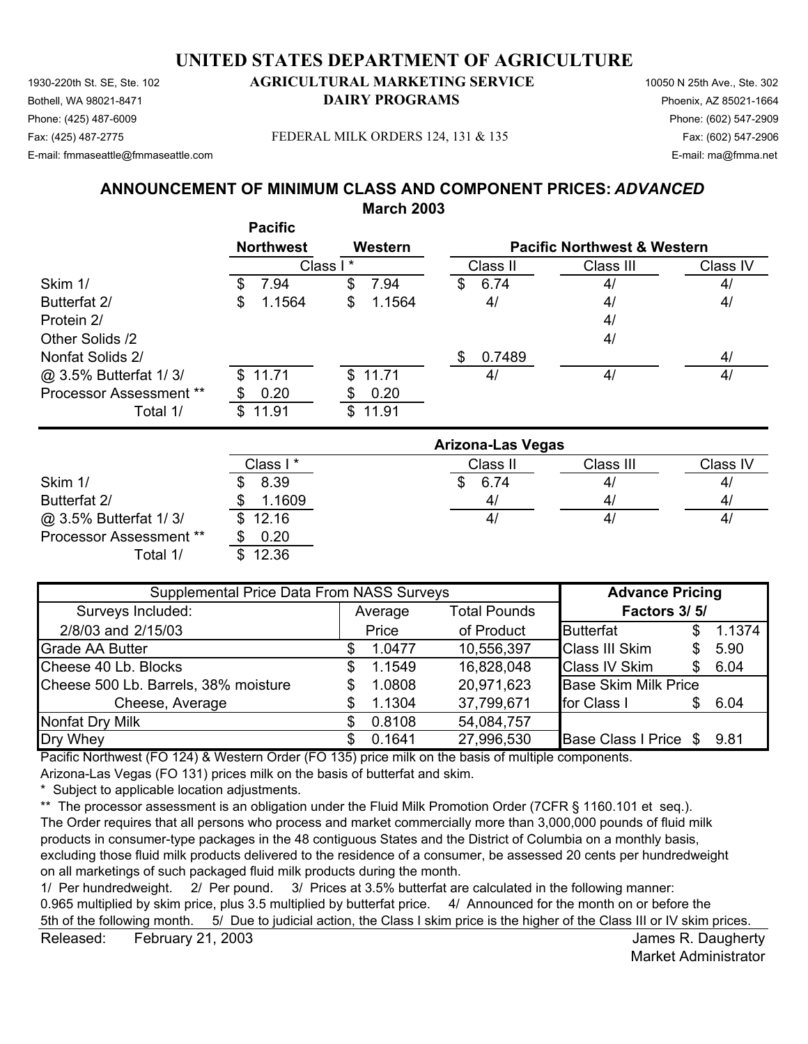# UNITED STATES DEPARTMENT OF AGRICULTURE

**AGRICULTURAL MARKETING SERVICE**
**DAIRY PROGRAMS**

FEDERAL MILK ORDERS 124, 131 & 135

1930-220th St. SE, Ste. 102
Bothell, WA 98021-8471
Phone: (425) 487-6009
Fax: (425) 487-2775
E-mail: fmmaseattle@fmmaseattle.com

10050 N 25th Ave., Ste. 302
Phoenix, AZ 85021-1664
Phone: (602) 547-2909
Fax: (602) 547-2906
E-mail: ma@fmma.net

## ANNOUNCEMENT OF MINIMUM CLASS AND COMPONENT PRICES: *ADVANCED*

### March 2003

| | Pacific Northwest | Western | Pacific Northwest & Western | | |
|---|---|---|---|---|---|
| | Class I * | Class I * | Class II | Class III | Class IV |
| Skim 1/ | $ 7.94 | $ 7.94 | $ 6.74 | 4/ | 4/ |
| Butterfat 2/ | $ 1.1564 | $ 1.1564 | 4/ | 4/ | 4/ |
| Protein 2/ | | | | 4/ | |
| Other Solids /2 | | | | 4/ | |
| Nonfat Solids 2/ | | | $ 0.7489 | | 4/ |
| @ 3.5% Butterfat 1/ 3/ | $ 11.71 | $ 11.71 | 4/ | 4/ | 4/ |
| Processor Assessment ** | $ 0.20 | $ 0.20 | | | |
| Total 1/ | $ 11.91 | $ 11.91 | | | |

| | Arizona-Las Vegas | | | |
|---|---|---|---|---|
| | Class I * | Class II | Class III | Class IV |
| Skim 1/ | $ 8.39 | $ 6.74 | 4/ | 4/ |
| Butterfat 2/ | $ 1.1609 | 4/ | 4/ | 4/ |
| @ 3.5% Butterfat 1/ 3/ | $ 12.16 | 4/ | 4/ | 4/ |
| Processor Assessment ** | $ 0.20 | | | |
| Total 1/ | $ 12.36 | | | |

| Supplemental Price Data From NASS Surveys | | | Advance Pricing Factors 3/ 5/ | |
|---|---|---|---|---|
| Surveys Included: 2/8/03 and 2/15/03 | Average Price | Total Pounds of Product | | |
| Grade AA Butter | $ 1.0477 | 10,556,397 | Butterfat | $ 1.1374 |
| Cheese 40 Lb. Blocks | $ 1.1549 | 16,828,048 | Class III Skim | $ 5.90 |
| Cheese 500 Lb. Barrels, 38% moisture | $ 1.0808 | 20,971,623 | Class IV Skim | $ 6.04 |
| Cheese, Average | $ 1.1304 | 37,799,671 | Base Skim Milk Price for Class I | $ 6.04 |
| Nonfat Dry Milk | $ 0.8108 | 54,084,757 | | |
| Dry Whey | $ 0.1641 | 27,996,530 | Base Class I Price | $ 9.81 |

Pacific Northwest (FO 124) & Western Order (FO 135) price milk on the basis of multiple components.

Arizona-Las Vegas (FO 131) prices milk on the basis of butterfat and skim.

\* Subject to applicable location adjustments.

\*\* The processor assessment is an obligation under the Fluid Milk Promotion Order (7CFR § 1160.101 et seq.). The Order requires that all persons who process and market commercially more than 3,000,000 pounds of fluid milk products in consumer-type packages in the 48 contiguous States and the District of Columbia on a monthly basis, excluding those fluid milk products delivered to the residence of a consumer, be assessed 20 cents per hundredweight on all marketings of such packaged fluid milk products during the month.

1/ Per hundredweight. 2/ Per pound. 3/ Prices at 3.5% butterfat are calculated in the following manner: 0.965 multiplied by skim price, plus 3.5 multiplied by butterfat price. 4/ Announced for the month on or before the 5th of the following month. 5/ Due to judicial action, the Class I skim price is the higher of the Class III or IV skim prices.

Released: February 21, 2003

James R. Daugherty
Market Administrator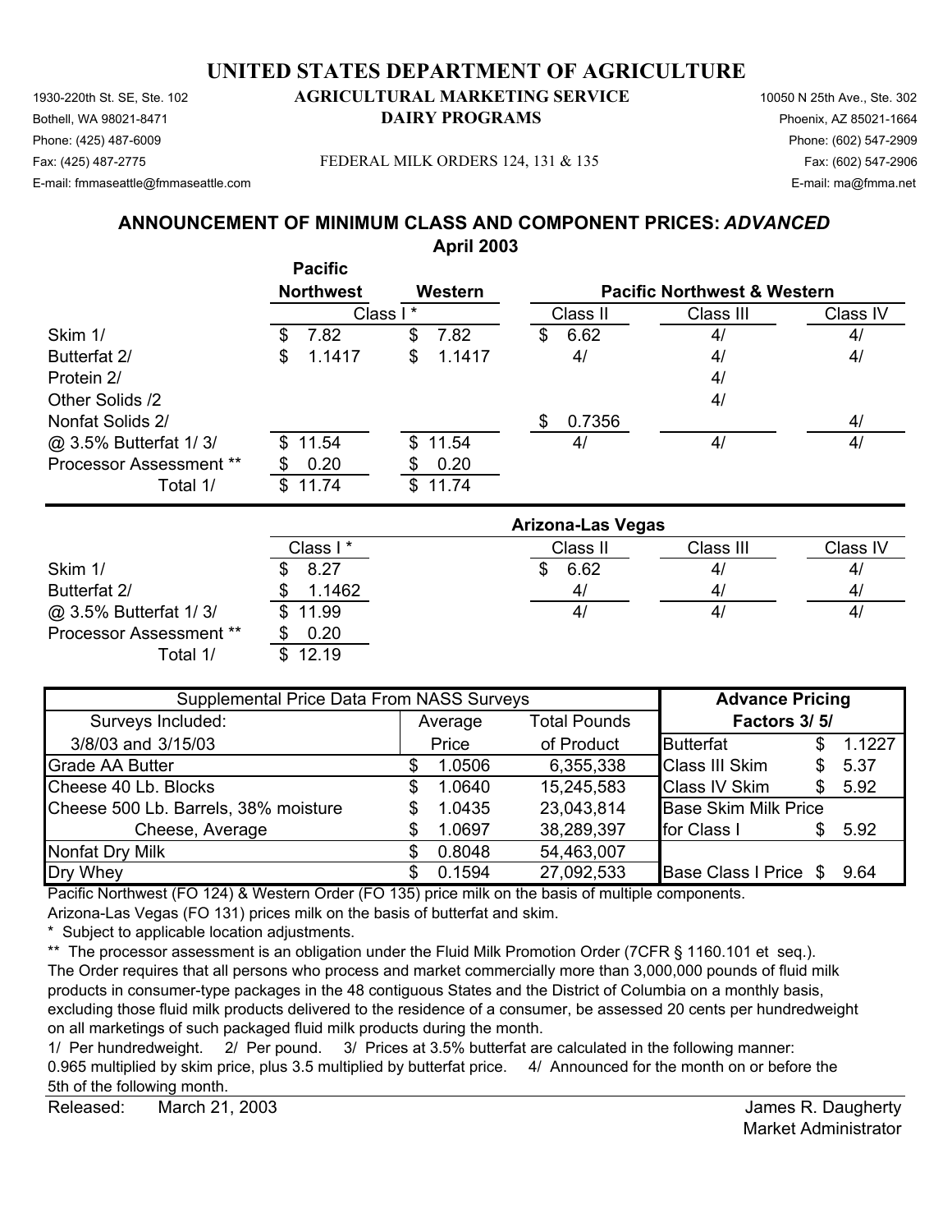# UNITED STATES DEPARTMENT OF AGRICULTURE

## AGRICULTURAL MARKETING SERVICE
## DAIRY PROGRAMS

FEDERAL MILK ORDERS 124, 131 & 135

| 1930-220th St. SE, Ste. 102 | 10050 N 25th Ave., Ste. 302 |
|---|---|
| Bothell, WA 98021-8471 | Phoenix, AZ 85021-1664 |
| Phone: (425) 487-6009 | Phone: (602) 547-2909 |
| Fax: (425) 487-2775 | Fax: (602) 547-2906 |
| E-mail: fmmaseattle@fmmaseattle.com | E-mail: ma@fmma.net |

### ANNOUNCEMENT OF MINIMUM CLASS AND COMPONENT PRICES: *ADVANCED*
### April 2003

| | Pacific Northwest | Western | Pacific Northwest & Western | | |
|---|---|---|---|---|---|
| | Class I * | | Class II | Class III | Class IV |
| Skim 1/ | $ 7.82 | $ 7.82 | $ 6.62 | 4/ | 4/ |
| Butterfat 2/ | $ 1.1417 | $ 1.1417 | 4/ | 4/ | 4/ |
| Protein 2/ | | | | 4/ | |
| Other Solids /2 | | | | 4/ | |
| Nonfat Solids 2/ | | | $ 0.7356 | | 4/ |
| @ 3.5% Butterfat 1/ 3/ | $ 11.54 | $ 11.54 | 4/ | 4/ | 4/ |
| Processor Assessment ** | $ 0.20 | $ 0.20 | | | |
| Total 1/ | $ 11.74 | $ 11.74 | | | |

| | Arizona-Las Vegas | | | |
|---|---|---|---|---|
| | Class I * | Class II | Class III | Class IV |
| Skim 1/ | $ 8.27 | $ 6.62 | 4/ | 4/ |
| Butterfat 2/ | $ 1.1462 | 4/ | 4/ | 4/ |
| @ 3.5% Butterfat 1/ 3/ | $ 11.99 | 4/ | 4/ | 4/ |
| Processor Assessment ** | $ 0.20 | | | |
| Total 1/ | $ 12.19 | | | |

| Supplemental Price Data From NASS Surveys | | | Advance Pricing Factors 3/ 5/ | |
|---|---|---|---|---|
| Surveys Included: 3/8/03 and 3/15/03 | Average Price | Total Pounds of Product | | |
| Grade AA Butter | $ 1.0506 | 6,355,338 | Butterfat | $ 1.1227 |
| Cheese 40 Lb. Blocks | $ 1.0640 | 15,245,583 | Class III Skim | $ 5.37 |
| Cheese 500 Lb. Barrels, 38% moisture | $ 1.0435 | 23,043,814 | Class IV Skim | $ 5.92 |
| Cheese, Average | $ 1.0697 | 38,289,397 | Base Skim Milk Price for Class I | $ 5.92 |
| Nonfat Dry Milk | $ 0.8048 | 54,463,007 | | |
| Dry Whey | $ 0.1594 | 27,092,533 | Base Class I Price | $ 9.64 |

Pacific Northwest (FO 124) & Western Order (FO 135) price milk on the basis of multiple components.

Arizona-Las Vegas (FO 131) prices milk on the basis of butterfat and skim.

\* Subject to applicable location adjustments.

** The processor assessment is an obligation under the Fluid Milk Promotion Order (7CFR § 1160.101 et seq.). The Order requires that all persons who process and market commercially more than 3,000,000 pounds of fluid milk products in consumer-type packages in the 48 contiguous States and the District of Columbia on a monthly basis, excluding those fluid milk products delivered to the residence of a consumer, be assessed 20 cents per hundredweight on all marketings of such packaged fluid milk products during the month.

1/ Per hundredweight. 2/ Per pound. 3/ Prices at 3.5% butterfat are calculated in the following manner: 0.965 multiplied by skim price, plus 3.5 multiplied by butterfat price. 4/ Announced for the month on or before the 5th of the following month.

Released: March 21, 2003

James R. Daugherty
Market Administrator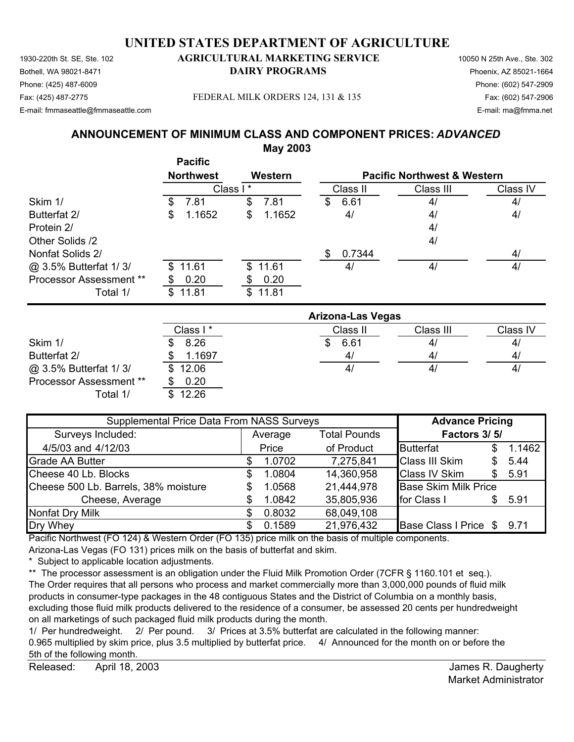# UNITED STATES DEPARTMENT OF AGRICULTURE

1930-220th St. SE, Ste. 102
Bothell, WA 98021-8471
Phone: (425) 487-6009
Fax: (425) 487-2775
E-mail: fmmaseattle@fmmaseattle.com

**AGRICULTURAL MARKETING SERVICE**
**DAIRY PROGRAMS**

FEDERAL MILK ORDERS 124, 131 & 135

10050 N 25th Ave., Ste. 302
Phoenix, AZ 85021-1664
Phone: (602) 547-2909
Fax: (602) 547-2906
E-mail: ma@fmma.net

## ANNOUNCEMENT OF MINIMUM CLASS AND COMPONENT PRICES: *ADVANCED*
## May 2003

| | Pacific Northwest | Western | Pacific Northwest & Western | | |
|---|---|---|---|---|---|
| | Class I * | | Class II | Class III | Class IV |
| Skim 1/ | $ 7.81 | $ 7.81 | $ 6.61 | 4/ | 4/ |
| Butterfat 2/ | $ 1.1652 | $ 1.1652 | 4/ | 4/ | 4/ |
| Protein 2/ | | | | 4/ | |
| Other Solids /2 | | | | 4/ | |
| Nonfat Solids 2/ | | | $ 0.7344 | | 4/ |
| @ 3.5% Butterfat 1/ 3/ | $ 11.61 | $ 11.61 | 4/ | 4/ | 4/ |
| Processor Assessment ** | $ 0.20 | $ 0.20 | | | |
| Total 1/ | $ 11.81 | $ 11.81 | | | |

| | Arizona-Las Vegas | | | |
|---|---|---|---|---|
| | Class I * | Class II | Class III | Class IV |
| Skim 1/ | $ 8.26 | $ 6.61 | 4/ | 4/ |
| Butterfat 2/ | $ 1.1697 | 4/ | 4/ | 4/ |
| @ 3.5% Butterfat 1/ 3/ | $ 12.06 | 4/ | 4/ | 4/ |
| Processor Assessment ** | $ 0.20 | | | |
| Total 1/ | $ 12.26 | | | |

| Supplemental Price Data From NASS Surveys | | | Advance Pricing Factors 3/ 5/ | |
|---|---|---|---|---|
| Surveys Included: 4/5/03 and 4/12/03 | Average Price | Total Pounds of Product | | |
| Grade AA Butter | $ 1.0702 | 7,275,841 | Butterfat | $ 1.1462 |
| Cheese 40 Lb. Blocks | $ 1.0804 | 14,360,958 | Class III Skim | $ 5.44 |
| Cheese 500 Lb. Barrels, 38% moisture | $ 1.0568 | 21,444,978 | Class IV Skim | $ 5.91 |
| Cheese, Average | $ 1.0842 | 35,805,936 | Base Skim Milk Price for Class I | $ 5.91 |
| Nonfat Dry Milk | $ 0.8032 | 68,049,108 | | |
| Dry Whey | $ 0.1589 | 21,976,432 | Base Class I Price | $ 9.71 |

Pacific Northwest (FO 124) & Western Order (FO 135) price milk on the basis of multiple components.
Arizona-Las Vegas (FO 131) prices milk on the basis of butterfat and skim.

\* Subject to applicable location adjustments.

** The processor assessment is an obligation under the Fluid Milk Promotion Order (7CFR § 1160.101 et seq.). The Order requires that all persons who process and market commercially more than 3,000,000 pounds of fluid milk products in consumer-type packages in the 48 contiguous States and the District of Columbia on a monthly basis, excluding those fluid milk products delivered to the residence of a consumer, be assessed 20 cents per hundredweight on all marketings of such packaged fluid milk products during the month.

1/ Per hundredweight. 2/ Per pound. 3/ Prices at 3.5% butterfat are calculated in the following manner: 0.965 multiplied by skim price, plus 3.5 multiplied by butterfat price. 4/ Announced for the month on or before the 5th of the following month.

Released: April 18, 2003

James R. Daugherty
Market Administrator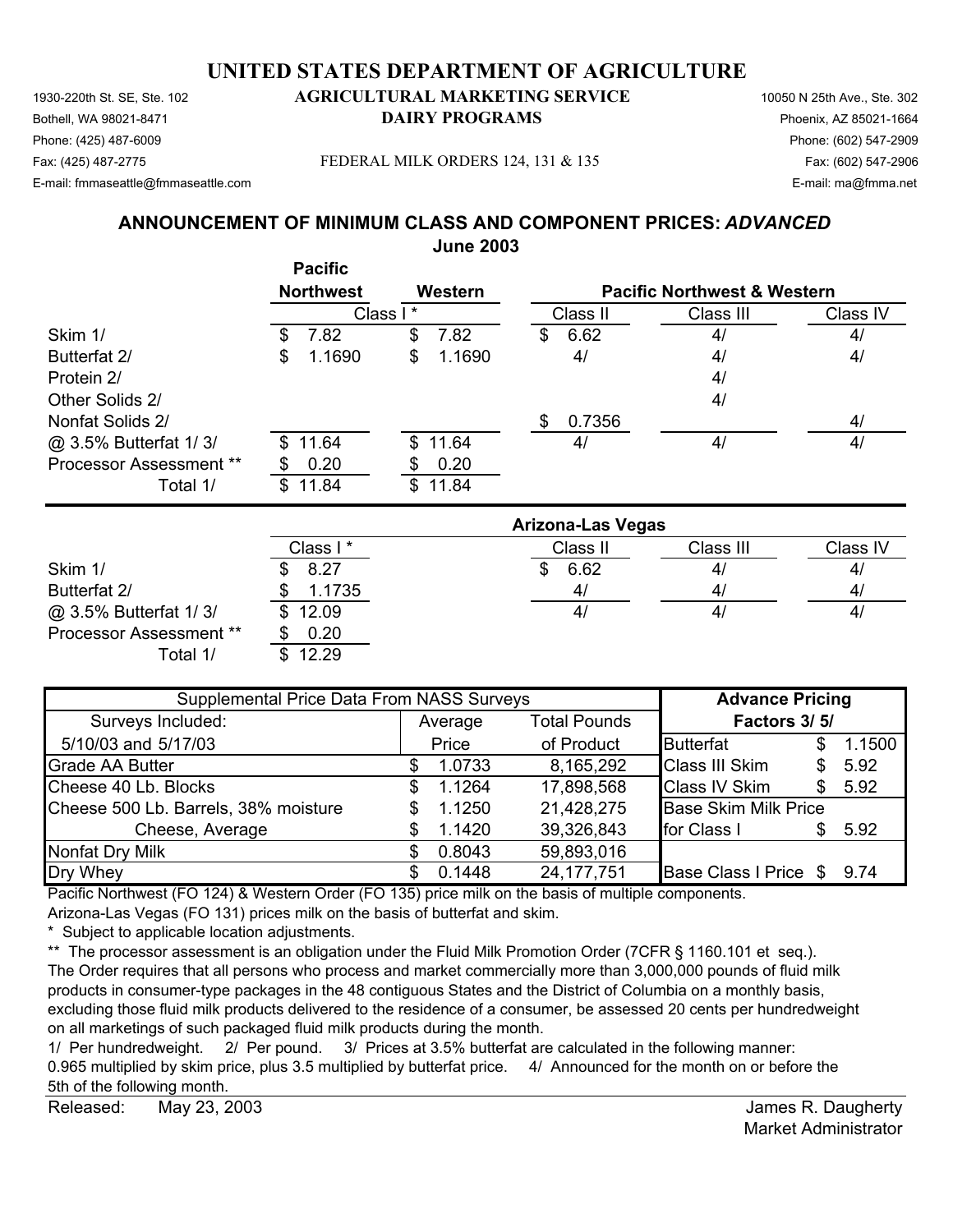# UNITED STATES DEPARTMENT OF AGRICULTURE

**AGRICULTURAL MARKETING SERVICE**
**DAIRY PROGRAMS**

FEDERAL MILK ORDERS 124, 131 & 135

1930-220th St. SE, Ste. 102
Bothell, WA 98021-8471
Phone: (425) 487-6009
Fax: (425) 487-2775
E-mail: fmmaseattle@fmmaseattle.com

10050 N 25th Ave., Ste. 302
Phoenix, AZ 85021-1664
Phone: (602) 547-2909
Fax: (602) 547-2906
E-mail: ma@fmma.net

## ANNOUNCEMENT OF MINIMUM CLASS AND COMPONENT PRICES: *ADVANCED*

**June 2003**

| | Pacific Northwest | Western | Pacific Northwest & Western | | |
|---|---|---|---|---|---|
| | Class I * | | Class II | Class III | Class IV |
| Skim 1/ | $ 7.82 | $ 7.82 | $ 6.62 | 4/ | 4/ |
| Butterfat 2/ | $ 1.1690 | $ 1.1690 | 4/ | 4/ | 4/ |
| Protein 2/ | | | | 4/ | |
| Other Solids 2/ | | | | 4/ | |
| Nonfat Solids 2/ | | | $ 0.7356 | | 4/ |
| @ 3.5% Butterfat 1/ 3/ | $ 11.64 | $ 11.64 | 4/ | 4/ | 4/ |
| Processor Assessment ** | $ 0.20 | $ 0.20 | | | |
| Total 1/ | $ 11.84 | $ 11.84 | | | |

**Arizona-Las Vegas**

| | Class I * | Class II | Class III | Class IV |
|---|---|---|---|---|
| Skim 1/ | $ 8.27 | $ 6.62 | 4/ | 4/ |
| Butterfat 2/ | $ 1.1735 | 4/ | 4/ | 4/ |
| @ 3.5% Butterfat 1/ 3/ | $ 12.09 | 4/ | 4/ | 4/ |
| Processor Assessment ** | $ 0.20 | | | |
| Total 1/ | $ 12.29 | | | |

| Supplemental Price Data From NASS Surveys | | | Advance Pricing | |
|---|---|---|---|---|
| Surveys Included: | Average | Total Pounds | Factors 3/ 5/ | |
| 5/10/03 and 5/17/03 | Price | of Product | Butterfat | $ 1.1500 |
| Grade AA Butter | $ 1.0733 | 8,165,292 | Class III Skim | $ 5.92 |
| Cheese 40 Lb. Blocks | $ 1.1264 | 17,898,568 | Class IV Skim | $ 5.92 |
| Cheese 500 Lb. Barrels, 38% moisture | $ 1.1250 | 21,428,275 | Base Skim Milk Price | |
| Cheese, Average | $ 1.1420 | 39,326,843 | for Class I | $ 5.92 |
| Nonfat Dry Milk | $ 0.8043 | 59,893,016 | | |
| Dry Whey | $ 0.1448 | 24,177,751 | Base Class I Price | $ 9.74 |

Pacific Northwest (FO 124) & Western Order (FO 135) price milk on the basis of multiple components.
Arizona-Las Vegas (FO 131) prices milk on the basis of butterfat and skim.

\* Subject to applicable location adjustments.

** The processor assessment is an obligation under the Fluid Milk Promotion Order (7CFR § 1160.101 et seq.). The Order requires that all persons who process and market commercially more than 3,000,000 pounds of fluid milk products in consumer-type packages in the 48 contiguous States and the District of Columbia on a monthly basis, excluding those fluid milk products delivered to the residence of a consumer, be assessed 20 cents per hundredweight on all marketings of such packaged fluid milk products during the month.

1/ Per hundredweight. 2/ Per pound. 3/ Prices at 3.5% butterfat are calculated in the following manner: 0.965 multiplied by skim price, plus 3.5 multiplied by butterfat price. 4/ Announced for the month on or before the 5th of the following month.

Released: May 23, 2003

James R. Daugherty
Market Administrator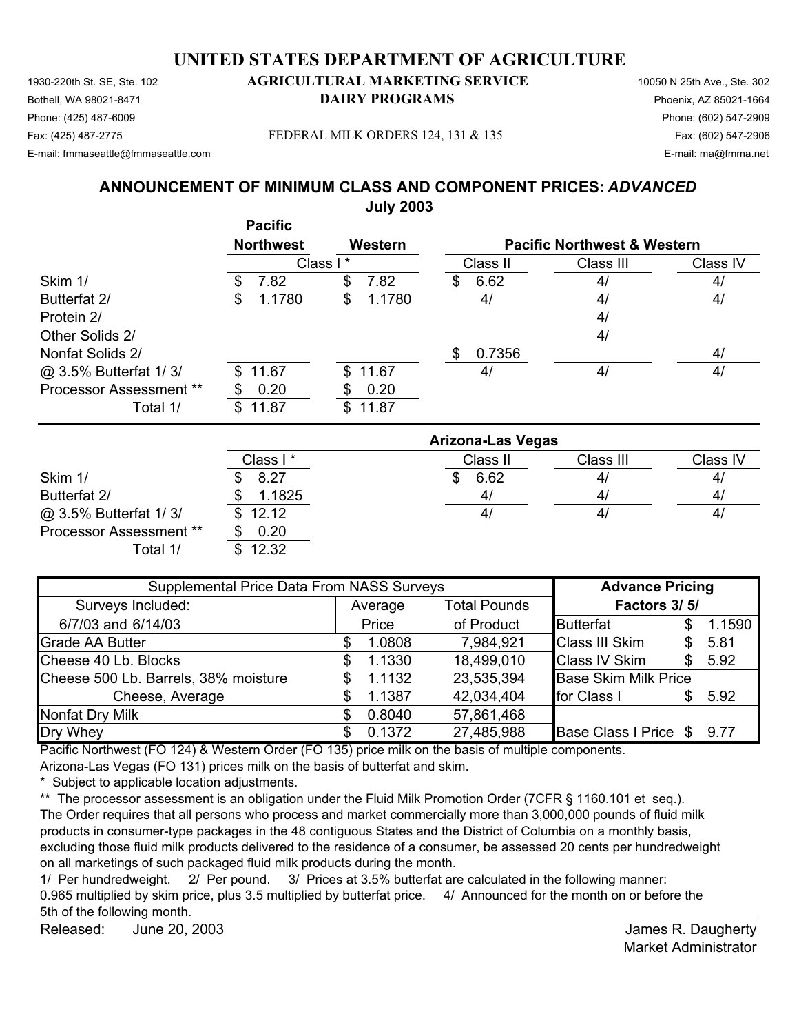# UNITED STATES DEPARTMENT OF AGRICULTURE

1930-220th St. SE, Ste. 102
Bothell, WA 98021-8471
Phone: (425) 487-6009
Fax: (425) 487-2775
E-mail: fmmaseattle@fmmaseattle.com

**AGRICULTURAL MARKETING SERVICE**
**DAIRY PROGRAMS**

FEDERAL MILK ORDERS 124, 131 & 135

10050 N 25th Ave., Ste. 302
Phoenix, AZ 85021-1664
Phone: (602) 547-2909
Fax: (602) 547-2906
E-mail: ma@fmma.net

## ANNOUNCEMENT OF MINIMUM CLASS AND COMPONENT PRICES: *ADVANCED*

**July 2003**

| | Pacific Northwest | Western | Pacific Northwest & Western | | |
|---|---|---|---|---|---|
| | Class I * | | Class II | Class III | Class IV |
| Skim 1/ | $ 7.82 | $ 7.82 | $ 6.62 | 4/ | 4/ |
| Butterfat 2/ | $ 1.1780 | $ 1.1780 | 4/ | 4/ | 4/ |
| Protein 2/ | | | | 4/ | |
| Other Solids 2/ | | | | 4/ | |
| Nonfat Solids 2/ | | | $ 0.7356 | | 4/ |
| @ 3.5% Butterfat 1/ 3/ | $ 11.67 | $ 11.67 | 4/ | 4/ | 4/ |
| Processor Assessment ** | $ 0.20 | $ 0.20 | | | |
| Total 1/ | $ 11.87 | $ 11.87 | | | |

| | Arizona-Las Vegas | | | |
|---|---|---|---|---|
| | Class I * | Class II | Class III | Class IV |
| Skim 1/ | $ 8.27 | $ 6.62 | 4/ | 4/ |
| Butterfat 2/ | $ 1.1825 | 4/ | 4/ | 4/ |
| @ 3.5% Butterfat 1/ 3/ | $ 12.12 | 4/ | 4/ | 4/ |
| Processor Assessment ** | $ 0.20 | | | |
| Total 1/ | $ 12.32 | | | |

| Supplemental Price Data From NASS Surveys | | | Advance Pricing | |
|---|---|---|---|---|
| Surveys Included: | Average | Total Pounds | Factors 3/ 5/ | |
| 6/7/03 and 6/14/03 | Price | of Product | Butterfat | $ 1.1590 |
| Grade AA Butter | $ 1.0808 | 7,984,921 | Class III Skim | $ 5.81 |
| Cheese 40 Lb. Blocks | $ 1.1330 | 18,499,010 | Class IV Skim | $ 5.92 |
| Cheese 500 Lb. Barrels, 38% moisture | $ 1.1132 | 23,535,394 | Base Skim Milk Price | |
| Cheese, Average | $ 1.1387 | 42,034,404 | for Class I | $ 5.92 |
| Nonfat Dry Milk | $ 0.8040 | 57,861,468 | | |
| Dry Whey | $ 0.1372 | 27,485,988 | Base Class I Price | $ 9.77 |

Pacific Northwest (FO 124) & Western Order (FO 135) price milk on the basis of multiple components.
Arizona-Las Vegas (FO 131) prices milk on the basis of butterfat and skim.

\* Subject to applicable location adjustments.

** The processor assessment is an obligation under the Fluid Milk Promotion Order (7CFR § 1160.101 et seq.). The Order requires that all persons who process and market commercially more than 3,000,000 pounds of fluid milk products in consumer-type packages in the 48 contiguous States and the District of Columbia on a monthly basis, excluding those fluid milk products delivered to the residence of a consumer, be assessed 20 cents per hundredweight on all marketings of such packaged fluid milk products during the month.

1/ Per hundredweight. 2/ Per pound. 3/ Prices at 3.5% butterfat are calculated in the following manner: 0.965 multiplied by skim price, plus 3.5 multiplied by butterfat price. 4/ Announced for the month on or before the 5th of the following month.

Released: June 20, 2003

James R. Daugherty
Market Administrator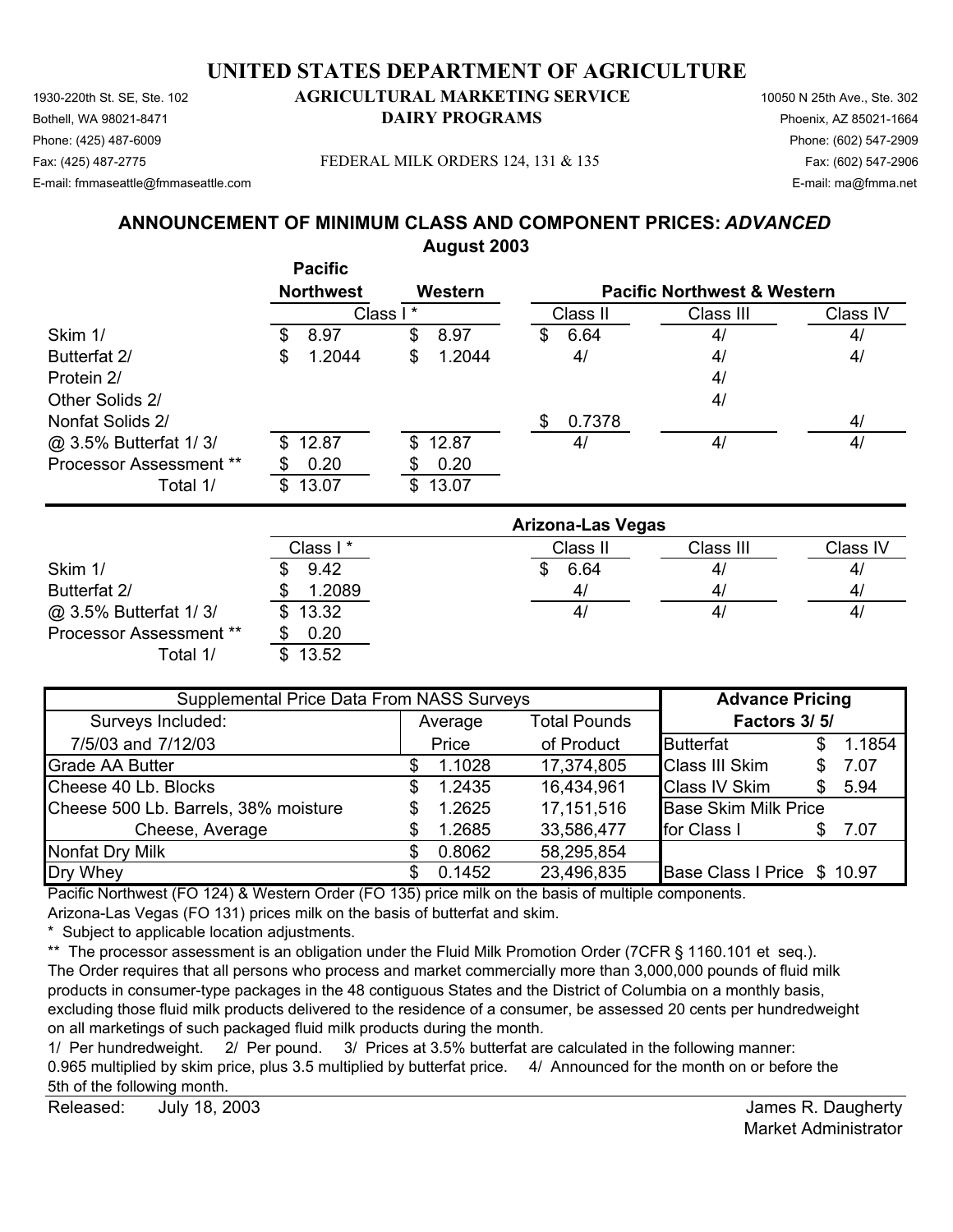# UNITED STATES DEPARTMENT OF AGRICULTURE

## AGRICULTURAL MARKETING SERVICE
## DAIRY PROGRAMS

1930-220th St. SE, Ste. 102
Bothell, WA 98021-8471
Phone: (425) 487-6009
Fax: (425) 487-2775
E-mail: fmmaseattle@fmmaseattle.com

10050 N 25th Ave., Ste. 302
Phoenix, AZ 85021-1664
Phone: (602) 547-2909
Fax: (602) 547-2906
E-mail: ma@fmma.net

FEDERAL MILK ORDERS 124, 131 & 135

### ANNOUNCEMENT OF MINIMUM CLASS AND COMPONENT PRICES: *ADVANCED*
### August 2003

| | Pacific Northwest | Western | Pacific Northwest & Western | | |
|---|---|---|---|---|---|
| | Class I * | | Class II | Class III | Class IV |
| Skim 1/ | $ 8.97 | $ 8.97 | $ 6.64 | 4/ | 4/ |
| Butterfat 2/ | $ 1.2044 | $ 1.2044 | 4/ | 4/ | 4/ |
| Protein 2/ | | | | 4/ | |
| Other Solids 2/ | | | | 4/ | |
| Nonfat Solids 2/ | | | $ 0.7378 | | 4/ |
| @ 3.5% Butterfat 1/ 3/ | $ 12.87 | $ 12.87 | 4/ | 4/ | 4/ |
| Processor Assessment ** | $ 0.20 | $ 0.20 | | | |
| Total 1/ | $ 13.07 | $ 13.07 | | | |

| | Arizona-Las Vegas | | | |
|---|---|---|---|---|
| | Class I * | Class II | Class III | Class IV |
| Skim 1/ | $ 9.42 | $ 6.64 | 4/ | 4/ |
| Butterfat 2/ | $ 1.2089 | 4/ | 4/ | 4/ |
| @ 3.5% Butterfat 1/ 3/ | $ 13.32 | 4/ | 4/ | 4/ |
| Processor Assessment ** | $ 0.20 | | | |
| Total 1/ | $ 13.52 | | | |

| Supplemental Price Data From NASS Surveys | | | Advance Pricing Factors 3/ 5/ | |
|---|---|---|---|---|
| Surveys Included: 7/5/03 and 7/12/03 | Average Price | Total Pounds of Product | | |
| Grade AA Butter | $ 1.1028 | 17,374,805 | Butterfat | $ 1.1854 |
| Cheese 40 Lb. Blocks | $ 1.2435 | 16,434,961 | Class III Skim | $ 7.07 |
| Cheese 500 Lb. Barrels, 38% moisture | $ 1.2625 | 17,151,516 | Class IV Skim | $ 5.94 |
| Cheese, Average | $ 1.2685 | 33,586,477 | Base Skim Milk Price for Class I | $ 7.07 |
| Nonfat Dry Milk | $ 0.8062 | 58,295,854 | | |
| Dry Whey | $ 0.1452 | 23,496,835 | Base Class I Price | $ 10.97 |

Pacific Northwest (FO 124) & Western Order (FO 135) price milk on the basis of multiple components.
Arizona-Las Vegas (FO 131) prices milk on the basis of butterfat and skim.

\* Subject to applicable location adjustments.

\*\* The processor assessment is an obligation under the Fluid Milk Promotion Order (7CFR § 1160.101 et seq.). The Order requires that all persons who process and market commercially more than 3,000,000 pounds of fluid milk products in consumer-type packages in the 48 contiguous States and the District of Columbia on a monthly basis, excluding those fluid milk products delivered to the residence of a consumer, be assessed 20 cents per hundredweight on all marketings of such packaged fluid milk products during the month.

1/ Per hundredweight. 2/ Per pound. 3/ Prices at 3.5% butterfat are calculated in the following manner: 0.965 multiplied by skim price, plus 3.5 multiplied by butterfat price. 4/ Announced for the month on or before the 5th of the following month.

Released: July 18, 2003

James R. Daugherty
Market Administrator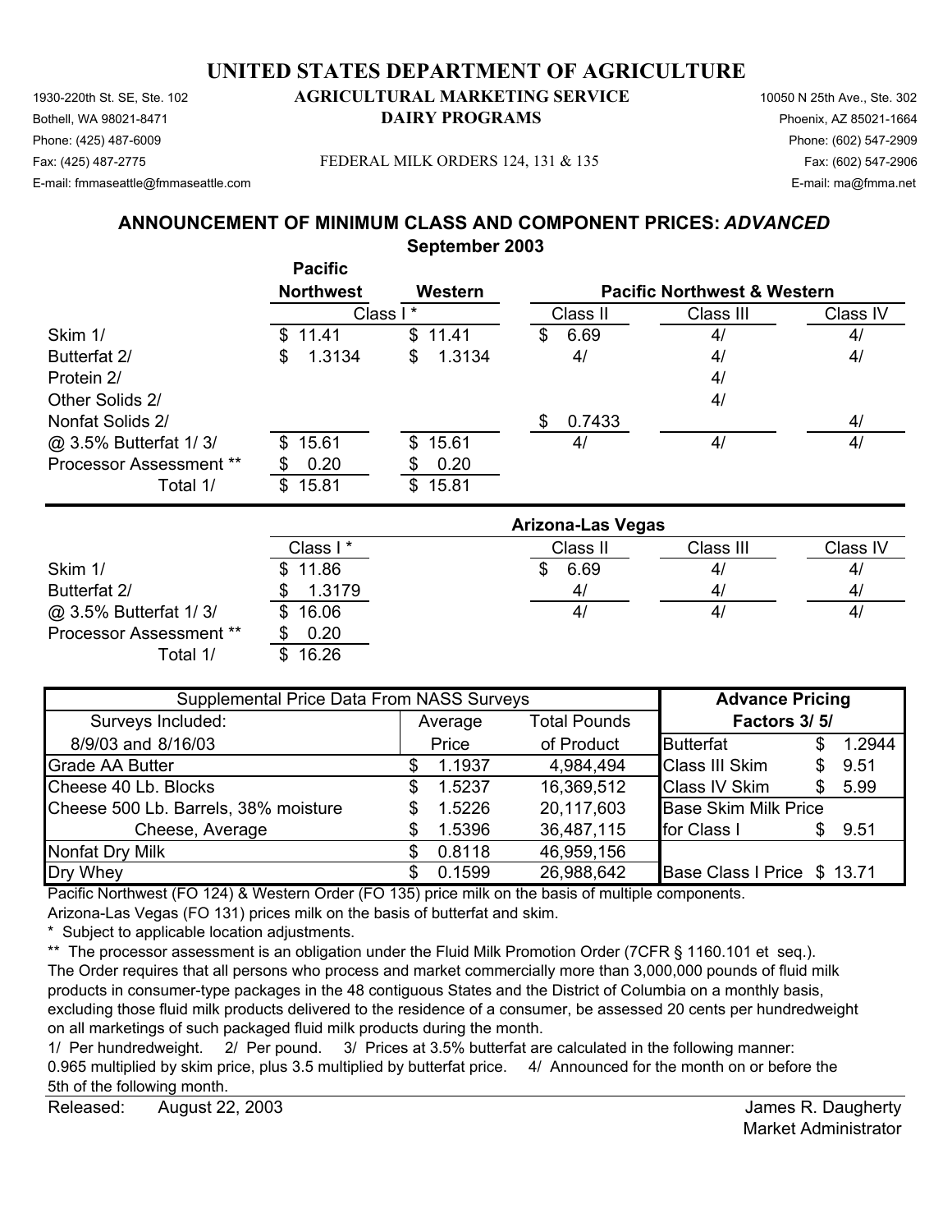# UNITED STATES DEPARTMENT OF AGRICULTURE

## AGRICULTURAL MARKETING SERVICE
## DAIRY PROGRAMS

1930-220th St. SE, Ste. 102
Bothell, WA 98021-8471
Phone: (425) 487-6009
Fax: (425) 487-2775
E-mail: fmmaseattle@fmmaseattle.com

FEDERAL MILK ORDERS 124, 131 & 135

10050 N 25th Ave., Ste. 302
Phoenix, AZ 85021-1664
Phone: (602) 547-2909
Fax: (602) 547-2906
E-mail: ma@fmma.net

## ANNOUNCEMENT OF MINIMUM CLASS AND COMPONENT PRICES: *ADVANCED*
### September 2003

| | Pacific Northwest | Western | Pacific Northwest & Western | | |
|---|---|---|---|---|---|
| | Class I * | | Class II | Class III | Class IV |
| Skim 1/ | $ 11.41 | $ 11.41 | $ 6.69 | 4/ | 4/ |
| Butterfat 2/ | $ 1.3134 | $ 1.3134 | 4/ | 4/ | 4/ |
| Protein 2/ | | | | 4/ | |
| Other Solids 2/ | | | | 4/ | |
| Nonfat Solids 2/ | | | $ 0.7433 | | 4/ |
| @ 3.5% Butterfat 1/ 3/ | $ 15.61 | $ 15.61 | 4/ | 4/ | 4/ |
| Processor Assessment ** | $ 0.20 | $ 0.20 | | | |
| Total 1/ | $ 15.81 | $ 15.81 | | | |

| | Arizona-Las Vegas | | | |
|---|---|---|---|---|
| | Class I * | Class II | Class III | Class IV |
| Skim 1/ | $ 11.86 | $ 6.69 | 4/ | 4/ |
| Butterfat 2/ | $ 1.3179 | 4/ | 4/ | 4/ |
| @ 3.5% Butterfat 1/ 3/ | $ 16.06 | 4/ | 4/ | 4/ |
| Processor Assessment ** | $ 0.20 | | | |
| Total 1/ | $ 16.26 | | | |

| Supplemental Price Data From NASS Surveys | | | Advance Pricing Factors 3/ 5/ | |
|---|---|---|---|---|
| Surveys Included: 8/9/03 and 8/16/03 | Average Price | Total Pounds of Product | | |
| Grade AA Butter | $ 1.1937 | 4,984,494 | Butterfat | $ 1.2944 |
| Cheese 40 Lb. Blocks | $ 1.5237 | 16,369,512 | Class III Skim | $ 9.51 |
| Cheese 500 Lb. Barrels, 38% moisture | $ 1.5226 | 20,117,603 | Class IV Skim | $ 5.99 |
| Cheese, Average | $ 1.5396 | 36,487,115 | Base Skim Milk Price for Class I | $ 9.51 |
| Nonfat Dry Milk | $ 0.8118 | 46,959,156 | | |
| Dry Whey | $ 0.1599 | 26,988,642 | Base Class I Price | $ 13.71 |

Pacific Northwest (FO 124) & Western Order (FO 135) price milk on the basis of multiple components.
Arizona-Las Vegas (FO 131) prices milk on the basis of butterfat and skim.

\* Subject to applicable location adjustments.

** The processor assessment is an obligation under the Fluid Milk Promotion Order (7CFR § 1160.101 et seq.). The Order requires that all persons who process and market commercially more than 3,000,000 pounds of fluid milk products in consumer-type packages in the 48 contiguous States and the District of Columbia on a monthly basis, excluding those fluid milk products delivered to the residence of a consumer, be assessed 20 cents per hundredweight on all marketings of such packaged fluid milk products during the month.

1/ Per hundredweight. 2/ Per pound. 3/ Prices at 3.5% butterfat are calculated in the following manner: 0.965 multiplied by skim price, plus 3.5 multiplied by butterfat price. 4/ Announced for the month on or before the 5th of the following month.

Released: August 22, 2003

James R. Daugherty
Market Administrator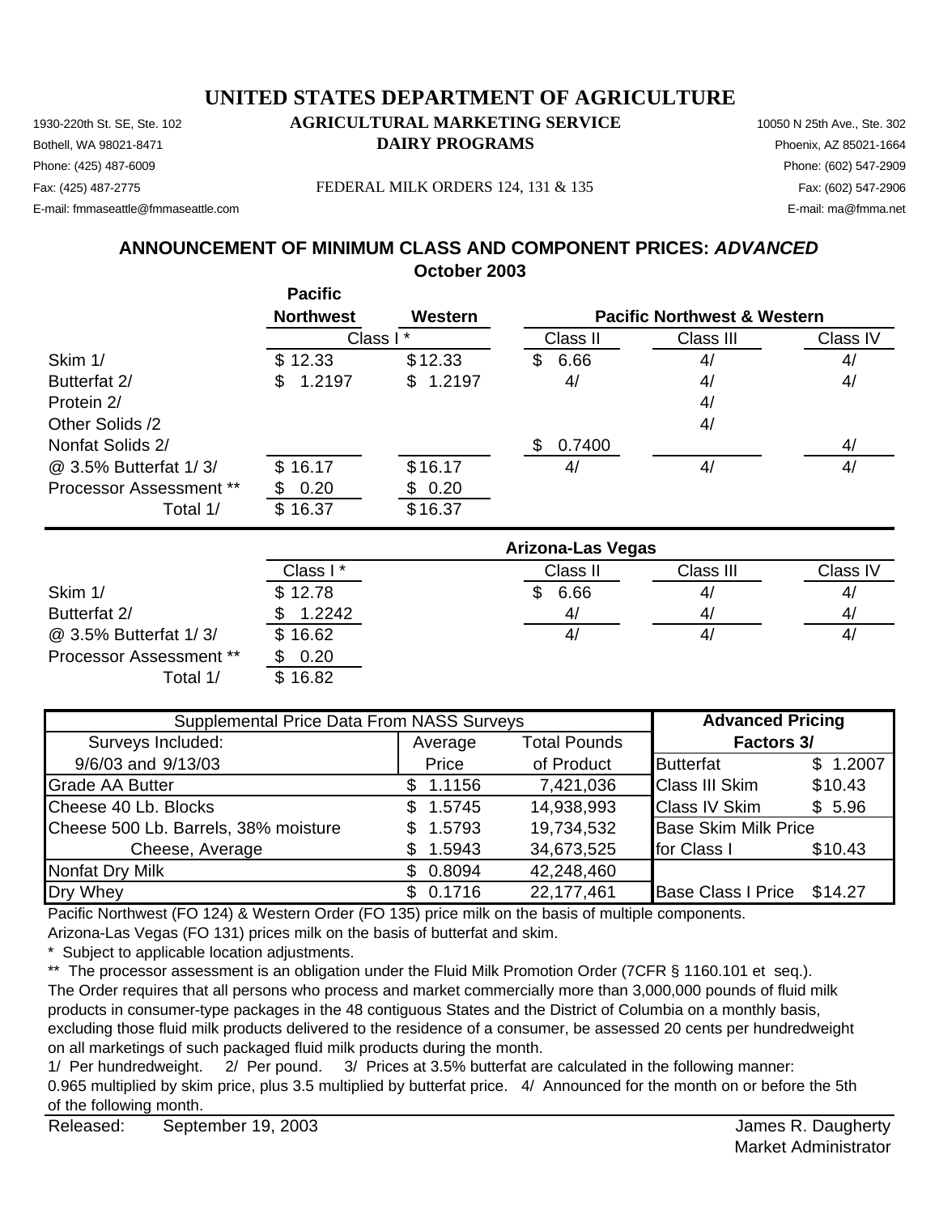# UNITED STATES DEPARTMENT OF AGRICULTURE

## AGRICULTURAL MARKETING SERVICE
## DAIRY PROGRAMS

1930-220th St. SE, Ste. 102
Bothell, WA 98021-8471
Phone: (425) 487-6009
Fax: (425) 487-2775
E-mail: fmmaseattle@fmmaseattle.com

FEDERAL MILK ORDERS 124, 131 & 135

10050 N 25th Ave., Ste. 302
Phoenix, AZ 85021-1664
Phone: (602) 547-2909
Fax: (602) 547-2906
E-mail: ma@fmma.net

### ANNOUNCEMENT OF MINIMUM CLASS AND COMPONENT PRICES: *ADVANCED*
### October 2003

| | Pacific Northwest | Western | Pacific Northwest & Western | | |
|---|---|---|---|---|---|
| | Class I * | | Class II | Class III | Class IV |
| Skim 1/ | $ 12.33 | $12.33 | $ 6.66 | 4/ | 4/ |
| Butterfat 2/ | $ 1.2197 | $ 1.2197 | 4/ | 4/ | 4/ |
| Protein 2/ | | | | 4/ | |
| Other Solids /2 | | | | 4/ | |
| Nonfat Solids 2/ | | | $ 0.7400 | | 4/ |
| @ 3.5% Butterfat 1/ 3/ | $ 16.17 | $16.17 | 4/ | 4/ | 4/ |
| Processor Assessment ** | $ 0.20 | $ 0.20 | | | |
| Total 1/ | $ 16.37 | $16.37 | | | |

| | Arizona-Las Vegas | | | |
|---|---|---|---|---|
| | Class I * | Class II | Class III | Class IV |
| Skim 1/ | $ 12.78 | $ 6.66 | 4/ | 4/ |
| Butterfat 2/ | $ 1.2242 | 4/ | 4/ | 4/ |
| @ 3.5% Butterfat 1/ 3/ | $ 16.62 | 4/ | 4/ | 4/ |
| Processor Assessment ** | $ 0.20 | | | |
| Total 1/ | $ 16.82 | | | |

| Supplemental Price Data From NASS Surveys | | | Advanced Pricing Factors 3/ | |
|---|---|---|---|---|
| Surveys Included: 9/6/03 and 9/13/03 | Average Price | Total Pounds of Product | Butterfat | $ 1.2007 |
| Grade AA Butter | $ 1.1156 | 7,421,036 | Class III Skim | $10.43 |
| Cheese 40 Lb. Blocks | $ 1.5745 | 14,938,993 | Class IV Skim | $ 5.96 |
| Cheese 500 Lb. Barrels, 38% moisture | $ 1.5793 | 19,734,532 | Base Skim Milk Price | |
| Cheese, Average | $ 1.5943 | 34,673,525 | for Class I | $10.43 |
| Nonfat Dry Milk | $ 0.8094 | 42,248,460 | | |
| Dry Whey | $ 0.1716 | 22,177,461 | Base Class I Price | $14.27 |

Pacific Northwest (FO 124) & Western Order (FO 135) price milk on the basis of multiple components.
Arizona-Las Vegas (FO 131) prices milk on the basis of butterfat and skim.
\* Subject to applicable location adjustments.
** The processor assessment is an obligation under the Fluid Milk Promotion Order (7CFR § 1160.101 et seq.). The Order requires that all persons who process and market commercially more than 3,000,000 pounds of fluid milk products in consumer-type packages in the 48 contiguous States and the District of Columbia on a monthly basis, excluding those fluid milk products delivered to the residence of a consumer, be assessed 20 cents per hundredweight on all marketings of such packaged fluid milk products during the month.
1/ Per hundredweight. 2/ Per pound. 3/ Prices at 3.5% butterfat are calculated in the following manner: 0.965 multiplied by skim price, plus 3.5 multiplied by butterfat price. 4/ Announced for the month on or before the 5th of the following month.

Released: September 19, 2003

James R. Daugherty
Market Administrator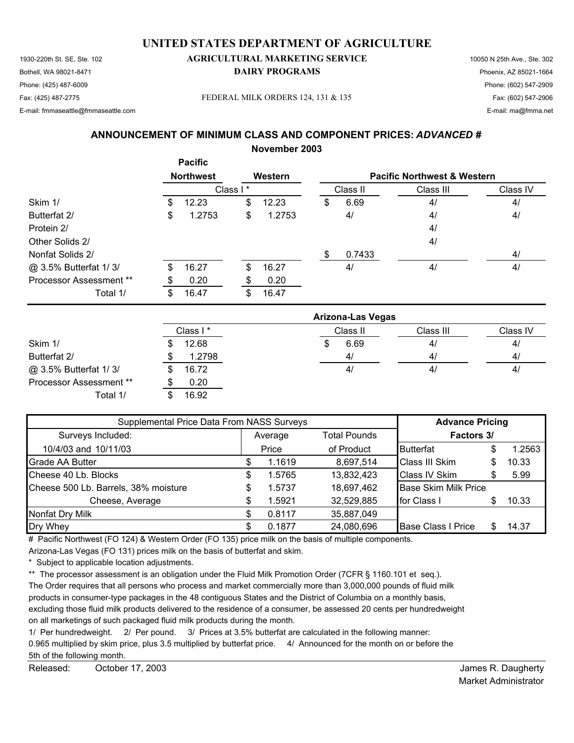# UNITED STATES DEPARTMENT OF AGRICULTURE

## AGRICULTURAL MARKETING SERVICE

## DAIRY PROGRAMS

1930-220th St. SE, Ste. 102
Bothell, WA 98021-8471
Phone: (425) 487-6009
Fax: (425) 487-2775
E-mail: fmmaseattle@fmmaseattle.com

FEDERAL MILK ORDERS 124, 131 & 135

10050 N 25th Ave., Ste. 302
Phoenix, AZ 85021-1664
Phone: (602) 547-2909
Fax: (602) 547-2906
E-mail: ma@fmma.net

### ANNOUNCEMENT OF MINIMUM CLASS AND COMPONENT PRICES: *ADVANCED* #

### November 2003

| | Pacific Northwest | Western | Pacific Northwest & Western | | |
|---|---|---|---|---|---|
| | Class I * | | Class II | Class III | Class IV |
| Skim 1/ | $ 12.23 | $ 12.23 | $ 6.69 | 4/ | 4/ |
| Butterfat 2/ | $ 1.2753 | $ 1.2753 | 4/ | 4/ | 4/ |
| Protein 2/ | | | | 4/ | |
| Other Solids 2/ | | | | 4/ | |
| Nonfat Solids 2/ | | | $ 0.7433 | | 4/ |
| @ 3.5% Butterfat 1/ 3/ | $ 16.27 | $ 16.27 | 4/ | 4/ | 4/ |
| Processor Assessment ** | $ 0.20 | $ 0.20 | | | |
| Total 1/ | $ 16.47 | $ 16.47 | | | |

| | Arizona-Las Vegas | | | |
|---|---|---|---|---|
| | Class I * | Class II | Class III | Class IV |
| Skim 1/ | $ 12.68 | $ 6.69 | 4/ | 4/ |
| Butterfat 2/ | $ 1.2798 | 4/ | 4/ | 4/ |
| @ 3.5% Butterfat 1/ 3/ | $ 16.72 | 4/ | 4/ | 4/ |
| Processor Assessment ** | $ 0.20 | | | |
| Total 1/ | $ 16.92 | | | |

| Supplemental Price Data From NASS Surveys | | | Advance Pricing Factors 3/ | |
|---|---|---|---|---|
| Surveys Included: 10/4/03 and 10/11/03 | Average Price | Total Pounds of Product | | |
| Grade AA Butter | $ 1.1619 | 8,697,514 | Butterfat | $ 1.2563 |
| Cheese 40 Lb. Blocks | $ 1.5765 | 13,832,423 | Class III Skim | $ 10.33 |
| Cheese 500 Lb. Barrels, 38% moisture | $ 1.5737 | 18,697,462 | Class IV Skim | $ 5.99 |
| Cheese, Average | $ 1.5921 | 32,529,885 | Base Skim Milk Price for Class I | $ 10.33 |
| Nonfat Dry Milk | $ 0.8117 | 35,887,049 | | |
| Dry Whey | $ 0.1877 | 24,080,696 | Base Class I Price | $ 14.37 |

# Pacific Northwest (FO 124) & Western Order (FO 135) price milk on the basis of multiple components.
Arizona-Las Vegas (FO 131) prices milk on the basis of butterfat and skim.

\* Subject to applicable location adjustments.

** The processor assessment is an obligation under the Fluid Milk Promotion Order (7CFR § 1160.101 et seq.). The Order requires that all persons who process and market commercially more than 3,000,000 pounds of fluid milk products in consumer-type packages in the 48 contiguous States and the District of Columbia on a monthly basis, excluding those fluid milk products delivered to the residence of a consumer, be assessed 20 cents per hundredweight on all marketings of such packaged fluid milk products during the month.

1/ Per hundredweight. 2/ Per pound. 3/ Prices at 3.5% butterfat are calculated in the following manner: 0.965 multiplied by skim price, plus 3.5 multiplied by butterfat price. 4/ Announced for the month on or before the 5th of the following month.

Released: October 17, 2003

James R. Daugherty
Market Administrator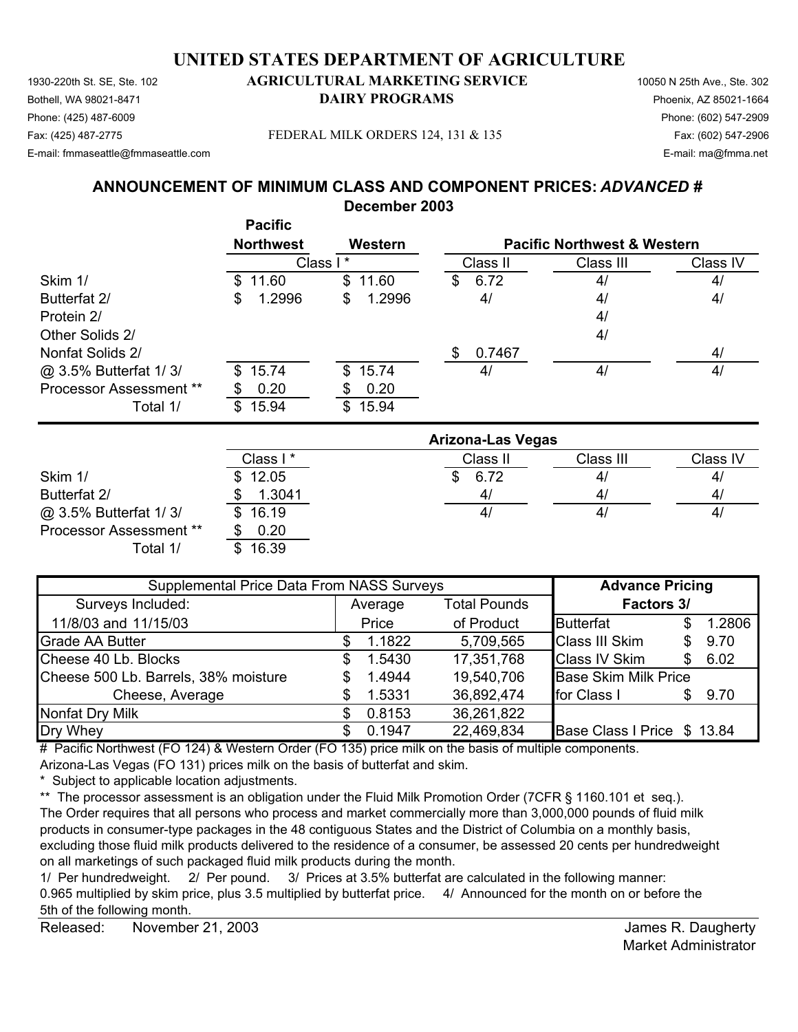# UNITED STATES DEPARTMENT OF AGRICULTURE

1930-220th St. SE, Ste. 102
Bothell, WA 98021-8471
Phone: (425) 487-6009
Fax: (425) 487-2775
E-mail: fmmaseattle@fmmaseattle.com

**AGRICULTURAL MARKETING SERVICE**
**DAIRY PROGRAMS**

FEDERAL MILK ORDERS 124, 131 & 135

10050 N 25th Ave., Ste. 302
Phoenix, AZ 85021-1664
Phone: (602) 547-2909
Fax: (602) 547-2906
E-mail: ma@fmma.net

## ANNOUNCEMENT OF MINIMUM CLASS AND COMPONENT PRICES: *ADVANCED* #
## December 2003

| | Pacific Northwest | Western | Pacific Northwest & Western | | |
|---|---|---|---|---|---|
| | Class I * | | Class II | Class III | Class IV |
| Skim 1/ | $ 11.60 | $ 11.60 | $ 6.72 | 4/ | 4/ |
| Butterfat 2/ | $ 1.2996 | $ 1.2996 | 4/ | 4/ | 4/ |
| Protein 2/ | | | | 4/ | |
| Other Solids 2/ | | | | 4/ | |
| Nonfat Solids 2/ | | | $ 0.7467 | | 4/ |
| @ 3.5% Butterfat 1/ 3/ | $ 15.74 | $ 15.74 | 4/ | 4/ | 4/ |
| Processor Assessment ** | $ 0.20 | $ 0.20 | | | |
| Total 1/ | $ 15.94 | $ 15.94 | | | |

| | Arizona-Las Vegas | | | |
|---|---|---|---|---|
| | Class I * | Class II | Class III | Class IV |
| Skim 1/ | $ 12.05 | $ 6.72 | 4/ | 4/ |
| Butterfat 2/ | $ 1.3041 | 4/ | 4/ | 4/ |
| @ 3.5% Butterfat 1/ 3/ | $ 16.19 | 4/ | 4/ | 4/ |
| Processor Assessment ** | $ 0.20 | | | |
| Total 1/ | $ 16.39 | | | |

| Supplemental Price Data From NASS Surveys | | | Advance Pricing | |
|---|---|---|---|---|
| Surveys Included: | Average | Total Pounds | Factors 3/ | |
| 11/8/03 and 11/15/03 | Price | of Product | Butterfat | $ 1.2806 |
| Grade AA Butter | $ 1.1822 | 5,709,565 | Class III Skim | $ 9.70 |
| Cheese 40 Lb. Blocks | $ 1.5430 | 17,351,768 | Class IV Skim | $ 6.02 |
| Cheese 500 Lb. Barrels, 38% moisture | $ 1.4944 | 19,540,706 | Base Skim Milk Price | |
| Cheese, Average | $ 1.5331 | 36,892,474 | for Class I | $ 9.70 |
| Nonfat Dry Milk | $ 0.8153 | 36,261,822 | | |
| Dry Whey | $ 0.1947 | 22,469,834 | Base Class I Price | $ 13.84 |

# Pacific Northwest (FO 124) & Western Order (FO 135) price milk on the basis of multiple components.
Arizona-Las Vegas (FO 131) prices milk on the basis of butterfat and skim.

\* Subject to applicable location adjustments.

** The processor assessment is an obligation under the Fluid Milk Promotion Order (7CFR § 1160.101 et seq.). The Order requires that all persons who process and market commercially more than 3,000,000 pounds of fluid milk products in consumer-type packages in the 48 contiguous States and the District of Columbia on a monthly basis, excluding those fluid milk products delivered to the residence of a consumer, be assessed 20 cents per hundredweight on all marketings of such packaged fluid milk products during the month.

1/ Per hundredweight. 2/ Per pound. 3/ Prices at 3.5% butterfat are calculated in the following manner: 0.965 multiplied by skim price, plus 3.5 multiplied by butterfat price. 4/ Announced for the month on or before the 5th of the following month.

Released: November 21, 2003

James R. Daugherty
Market Administrator